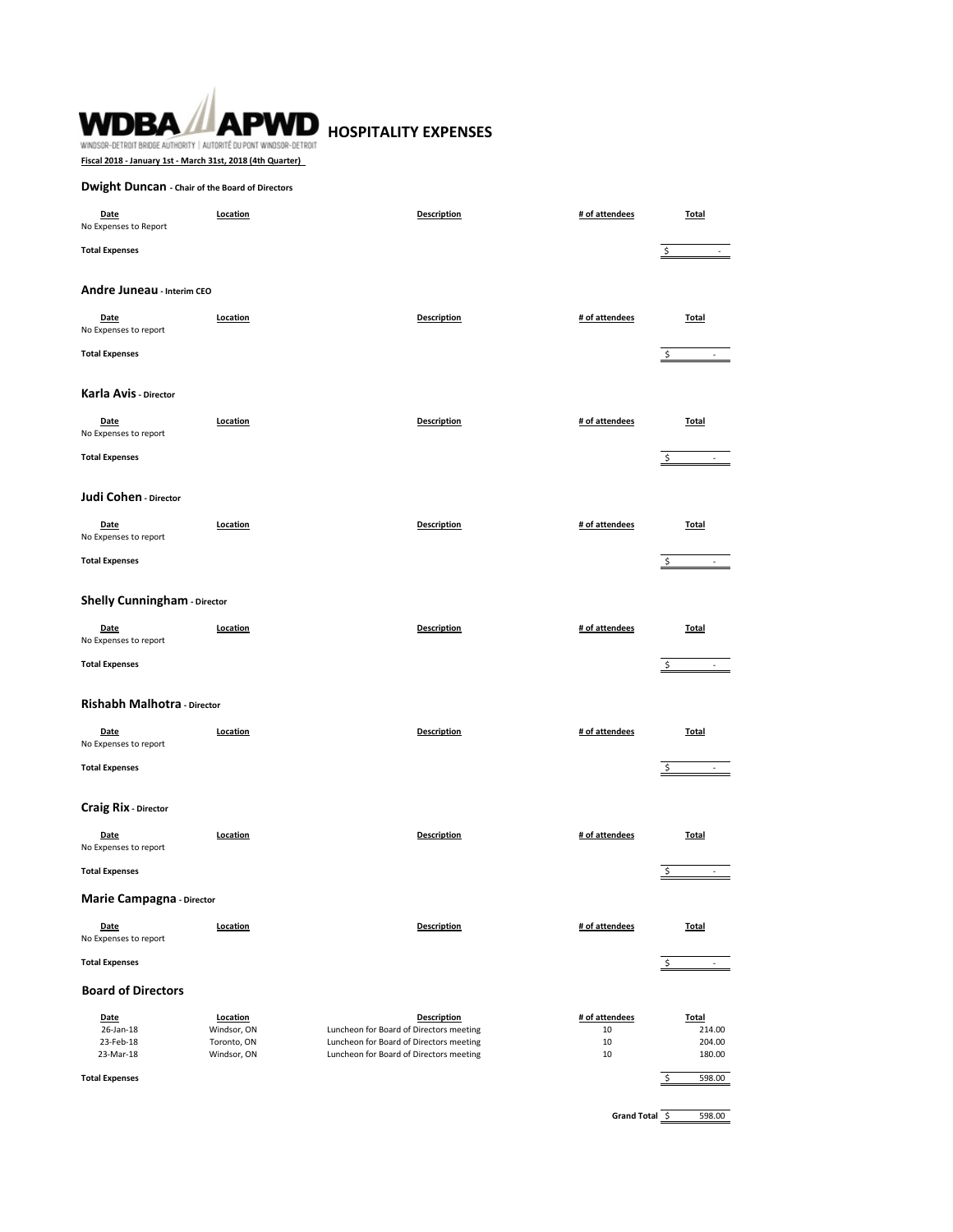# HOSPITALITY EXPENSES

WINDSOR-DETROIT BRIDGE AUTHORITY | AUTORITÉ DU PONT WINDSOR-DETROIT

**Fiscal 2018 - January 1st - March 31st, 2018 (4th Quarter)**

## Dwight Duncan - Chair of the Board of Directors

| Date | Location | Description | # of attendees | Total |
|---|---|---|---|---|
| No Expenses to Report | | | | |
| **Total Expenses** | | | | $ - |

## Andre Juneau - Interim CEO

| Date | Location | Description | # of attendees | Total |
|---|---|---|---|---|
| No Expenses to report | | | | |
| **Total Expenses** | | | | $ - |

## Karla Avis - Director

| Date | Location | Description | # of attendees | Total |
|---|---|---|---|---|
| No Expenses to report | | | | |
| **Total Expenses** | | | | $ - |

## Judi Cohen - Director

| Date | Location | Description | # of attendees | Total |
|---|---|---|---|---|
| No Expenses to report | | | | |
| **Total Expenses** | | | | $ - |

## Shelly Cunningham - Director

| Date | Location | Description | # of attendees | Total |
|---|---|---|---|---|
| No Expenses to report | | | | |
| **Total Expenses** | | | | $ - |

## Rishabh Malhotra - Director

| Date | Location | Description | # of attendees | Total |
|---|---|---|---|---|
| No Expenses to report | | | | |
| **Total Expenses** | | | | $ - |

## Craig Rix - Director

| Date | Location | Description | # of attendees | Total |
|---|---|---|---|---|
| No Expenses to report | | | | |
| **Total Expenses** | | | | $ - |

## Marie Campagna - Director

| Date | Location | Description | # of attendees | Total |
|---|---|---|---|---|
| No Expenses to report | | | | |
| **Total Expenses** | | | | $ - |

## Board of Directors

| Date | Location | Description | # of attendees | Total |
|---|---|---|---|---|
| 26-Jan-18 | Windsor, ON | Luncheon for Board of Directors meeting | 10 | 214.00 |
| 23-Feb-18 | Toronto, ON | Luncheon for Board of Directors meeting | 10 | 204.00 |
| 23-Mar-18 | Windsor, ON | Luncheon for Board of Directors meeting | 10 | 180.00 |
| **Total Expenses** | | | | $ 598.00 |

**Grand Total** $ 598.00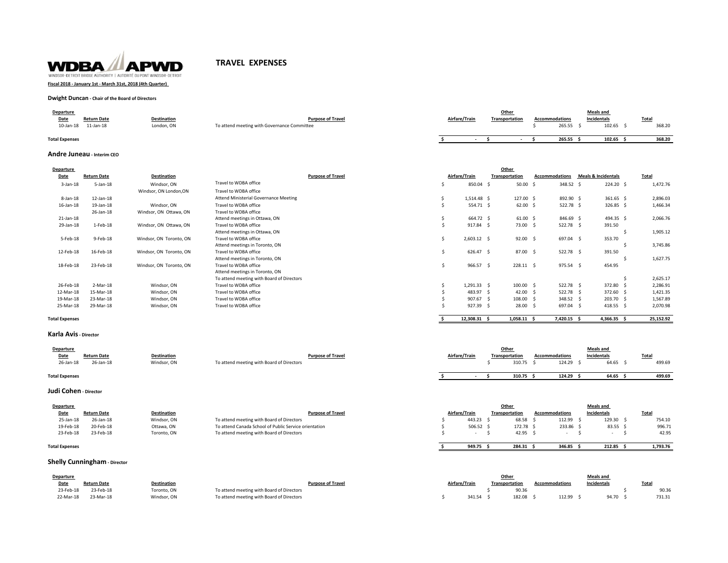WDBA APWD

WINDSOR-DETROIT BRIDGE AUTHORITY | AUTORITÉ DU PONT WINDSOR-DETROIT

# TRAVEL EXPENSES

**Fiscal 2018 - January 1st - March 31st, 2018 (4th Quarter)**

### Dwight Duncan - Chair of the Board of Directors

| Departure Date | Return Date | Destination | Purpose of Travel | Airfare/Train | Other Transportation | Accommodations | Meals and Incidentals | Total |
|---|---|---|---|---|---|---|---|---|
| 10-Jan-18 | 11-Jan-18 | London, ON | To attend meeting with Governance Committee | | | $ 265.55 | $ 102.65 | $ 368.20 |
| **Total Expenses** | | | | **$ -** | **$ -** | **$ 265.55** | **$ 102.65** | **$ 368.20** |

### Andre Juneau - Interim CEO

| Departure Date | Return Date | Destination | Purpose of Travel | Airfare/Train | Other Transportation | Accommodations | Meals & Incidentals | Total |
|---|---|---|---|---|---|---|---|---|
| 3-Jan-18 | 5-Jan-18 | Windsor, ON | Travel to WDBA office | $ 850.04 | $ 50.00 | $ 348.52 | $ 224.20 | $ 1,472.76 |
| | | Windsor, ON London,ON | Travel to WDBA office | | | | | |
| 8-Jan-18 | 12-Jan-18 | | Attend Ministerial Governance Meeting | $ 1,514.48 | $ 127.00 | $ 892.90 | $ 361.65 | $ 2,896.03 |
| 16-Jan-18 | 19-Jan-18 | Windsor, ON | Travel to WDBA office | $ 554.71 | $ 62.00 | $ 522.78 | $ 326.85 | $ 1,466.34 |
| | 26-Jan-18 | Windsor, ON Ottawa, ON | Travel to WDBA office | | | | | |
| 21-Jan-18 | | | Attend meetings in Ottawa, ON | $ 664.72 | $ 61.00 | $ 846.69 | $ 494.35 | $ 2,066.76 |
| 29-Jan-18 | 1-Feb-18 | Windsor, ON Ottawa, ON | Travel to WDBA office | $ 917.84 | $ 73.00 | $ 522.78 | $ 391.50 | |
| | | | Attend meetings in Ottawa, ON | | | | | $ 1,905.12 |
| 5-Feb-18 | 9-Feb-18 | Windsor, ON Toronto, ON | Travel to WDBA office | $ 2,603.12 | $ 92.00 | $ 697.04 | $ 353.70 | |
| | | | Attend meetings in Toronto, ON | | | | | $ 3,745.86 |
| 12-Feb-18 | 16-Feb-18 | Windsor, ON Toronto, ON | Travel to WDBA office | $ 626.47 | $ 87.00 | $ 522.78 | $ 391.50 | |
| | | | Attend meetings in Toronto, ON | | | | | $ 1,627.75 |
| 18-Feb-18 | 23-Feb-18 | Windsor, ON Toronto, ON | Travel to WDBA office | $ 966.57 | $ 228.11 | $ 975.54 | $ 454.95 | |
| | | | Attend meetings in Toronto, ON | | | | | |
| | | | To attend meeting with Board of Directors | | | | | $ 2,625.17 |
| 26-Feb-18 | 2-Mar-18 | Windsor, ON | Travel to WDBA office | $ 1,291.33 | $ 100.00 | $ 522.78 | $ 372.80 | $ 2,286.91 |
| 12-Mar-18 | 15-Mar-18 | Windsor, ON | Travel to WDBA office | $ 483.97 | $ 42.00 | $ 522.78 | $ 372.60 | $ 1,421.35 |
| 19-Mar-18 | 23-Mar-18 | Windsor, ON | Travel to WDBA office | $ 907.67 | $ 108.00 | $ 348.52 | $ 203.70 | $ 1,567.89 |
| 25-Mar-18 | 29-Mar-18 | Windsor, ON | Travel to WDBA office | $ 927.39 | $ 28.00 | $ 697.04 | $ 418.55 | $ 2,070.98 |
| **Total Expenses** | | | | **$ 12,308.31** | **$ 1,058.11** | **$ 7,420.15** | **$ 4,366.35** | **$ 25,152.92** |

### Karla Avis - Director

| Departure Date | Return Date | Destination | Purpose of Travel | Airfare/Train | Other Transportation | Accommodations | Meals and Incidentals | Total |
|---|---|---|---|---|---|---|---|---|
| 26-Jan-18 | 26-Jan-18 | Windsor, ON | To attend meeting with Board of Directors | | $ 310.75 | $ 124.29 | $ 64.65 | $ 499.69 |
| **Total Expenses** | | | | **$ -** | **$ 310.75** | **$ 124.29** | **$ 64.65** | **$ 499.69** |

### Judi Cohen - Director

| Departure Date | Return Date | Destination | Purpose of Travel | Airfare/Train | Other Transportation | Accommodations | Meals and Incidentals | Total |
|---|---|---|---|---|---|---|---|---|
| 25-Jan-18 | 26-Jan-18 | Windsor, ON | To attend meeting with Board of Directors | $ 443.23 | $ 68.58 | $ 112.99 | $ 129.30 | $ 754.10 |
| 19-Feb-18 | 20-Feb-18 | Ottawa, ON | To attend Canada School of Public Service orientation | $ 506.52 | $ 172.78 | $ 233.86 | $ 83.55 | $ 996.71 |
| 23-Feb-18 | 23-Feb-18 | Toronto, ON | To attend meeting with Board of Directors | $ - | $ 42.95 | $ - | $ - | $ 42.95 |
| **Total Expenses** | | | | **$ 949.75** | **$ 284.31** | **$ 346.85** | **$ 212.85** | **$ 1,793.76** |

### Shelly Cunningham - Director

| Departure Date | Return Date | Destination | Purpose of Travel | Airfare/Train | Other Transportation | Accommodations | Meals and Incidentals | Total |
|---|---|---|---|---|---|---|---|---|
| 23-Feb-18 | 23-Feb-18 | Toronto, ON | To attend meeting with Board of Directors | | $ 90.36 | | | $ 90.36 |
| 22-Mar-18 | 23-Mar-18 | Windsor, ON | To attend meeting with Board of Directors | $ 341.54 | $ 182.08 | $ 112.99 | $ 94.70 | $ 731.31 |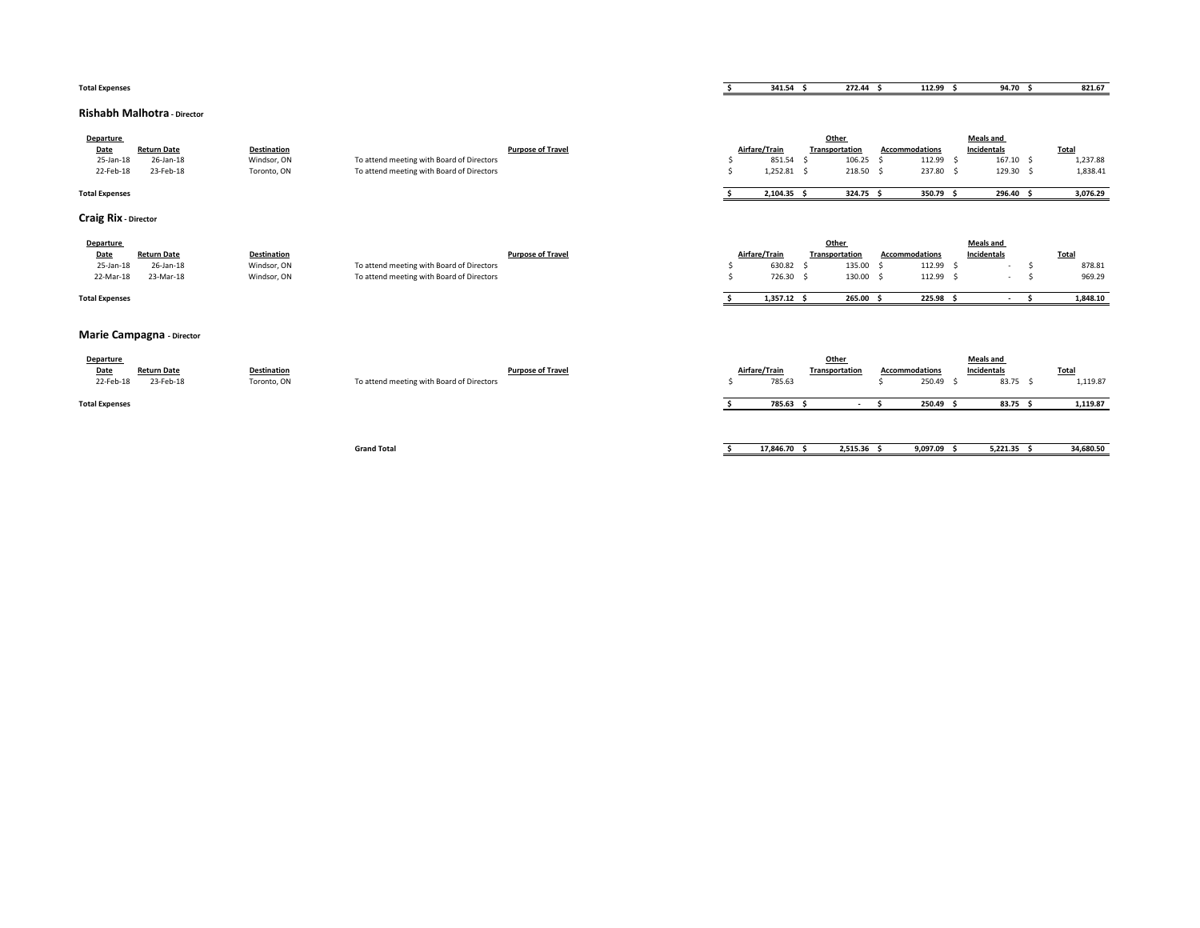| | | | | | | | | |
|---|---|---|---|---|---|---|---|---|
| **Total Expenses** | | | | **$ 341.54** | **$ 272.44** | **$ 112.99** | **$ 94.70** | **$ 821.67** |

## Rishabh Malhotra - Director

| Departure Date | Return Date | Destination | Purpose of Travel | Airfare/Train | Other Transportation | Accommodations | Meals and Incidentals | Total |
|---|---|---|---|---|---|---|---|---|
| 25-Jan-18 | 26-Jan-18 | Windsor, ON | To attend meeting with Board of Directors | $ 851.54 | $ 106.25 | $ 112.99 | $ 167.10 | $ 1,237.88 |
| 22-Feb-18 | 23-Feb-18 | Toronto, ON | To attend meeting with Board of Directors | $ 1,252.81 | $ 218.50 | $ 237.80 | $ 129.30 | $ 1,838.41 |
| **Total Expenses** | | | | **$ 2,104.35** | **$ 324.75** | **$ 350.79** | **$ 296.40** | **$ 3,076.29** |

## Craig Rix - Director

| Departure Date | Return Date | Destination | Purpose of Travel | Airfare/Train | Other Transportation | Accommodations | Meals and Incidentals | Total |
|---|---|---|---|---|---|---|---|---|
| 25-Jan-18 | 26-Jan-18 | Windsor, ON | To attend meeting with Board of Directors | $ 630.82 | $ 135.00 | $ 112.99 | $ - | $ 878.81 |
| 22-Mar-18 | 23-Mar-18 | Windsor, ON | To attend meeting with Board of Directors | $ 726.30 | $ 130.00 | $ 112.99 | $ - | $ 969.29 |
| **Total Expenses** | | | | **$ 1,357.12** | **$ 265.00** | **$ 225.98** | **$ -** | **$ 1,848.10** |

## Marie Campagna - Director

| Departure Date | Return Date | Destination | Purpose of Travel | Airfare/Train | Other Transportation | Accommodations | Meals and Incidentals | Total |
|---|---|---|---|---|---|---|---|---|
| 22-Feb-18 | 23-Feb-18 | Toronto, ON | To attend meeting with Board of Directors | $ 785.63 | | $ 250.49 | $ 83.75 | $ 1,119.87 |
| **Total Expenses** | | | | **$ 785.63** | **$ -** | **$ 250.49** | **$ 83.75** | **$ 1,119.87** |

| | | | | | | | | |
|---|---|---|---|---|---|---|---|---|
| | | | **Grand Total** | **$ 17,846.70** | **$ 2,515.36** | **$ 9,097.09** | **$ 5,221.35** | **$ 34,680.50** |